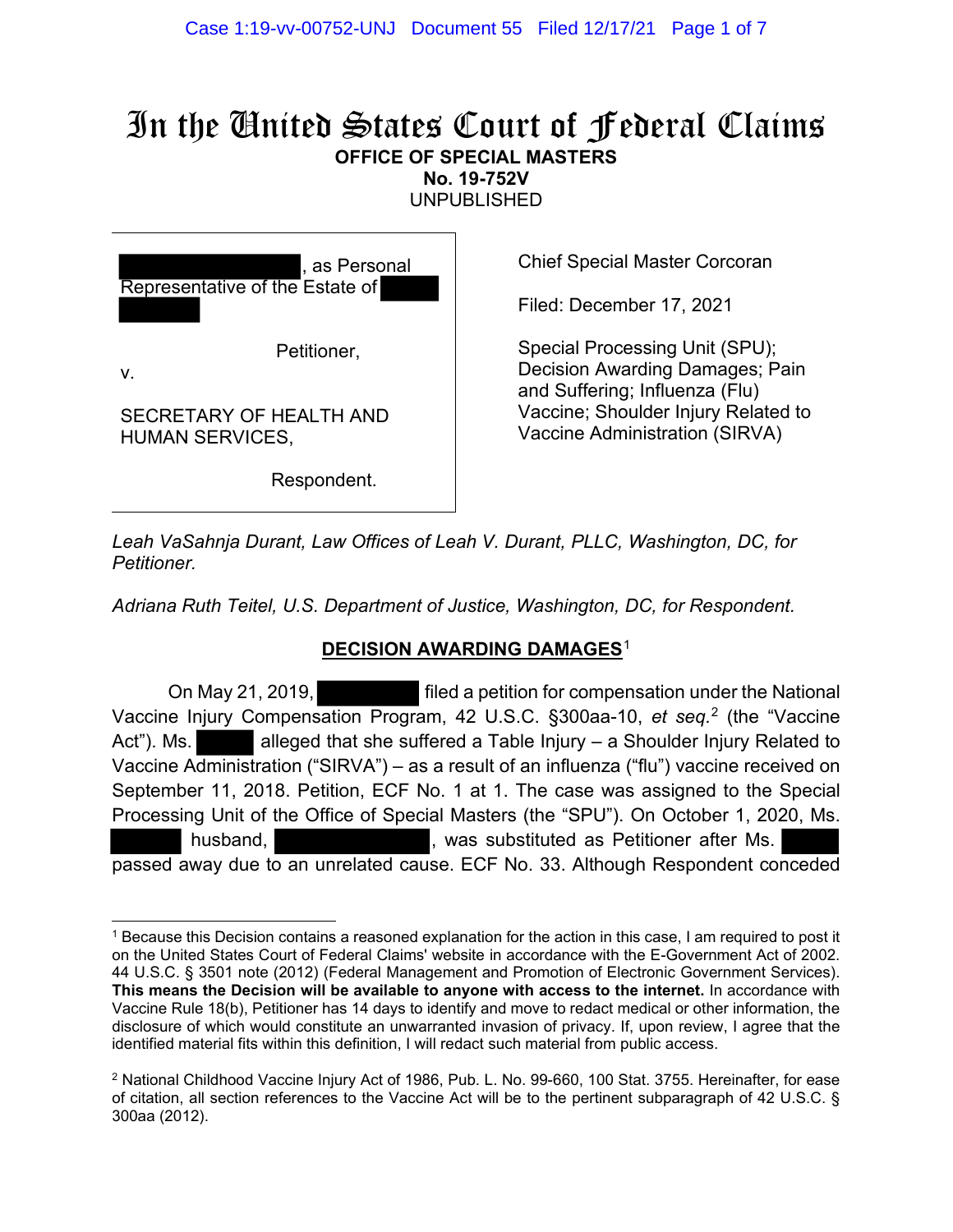# In the United States Court of Federal Claims

**OFFICE OF SPECIAL MASTERS**
**No. 19-752V**
UNPUBLISHED

| | |
|---|---|
| [REDACTED], as Personal Representative of the Estate of [REDACTED] | Chief Special Master Corcoran |
| Petitioner, | Filed: December 17, 2021 |
| v. | |
| SECRETARY OF HEALTH AND HUMAN SERVICES, | Special Processing Unit (SPU); Decision Awarding Damages; Pain and Suffering; Influenza (Flu) Vaccine; Shoulder Injury Related to Vaccine Administration (SIRVA) |
| Respondent. | |

*Leah VaSahnja Durant, Law Offices of Leah V. Durant, PLLC, Washington, DC, for Petitioner.*

*Adriana Ruth Teitel, U.S. Department of Justice, Washington, DC, for Respondent.*

## DECISION AWARDING DAMAGES[1]

On May 21, 2019, [REDACTED] filed a petition for compensation under the National Vaccine Injury Compensation Program, 42 U.S.C. §300aa-10, *et seq.*[2] (the "Vaccine Act"). Ms. [REDACTED] alleged that she suffered a Table Injury – a Shoulder Injury Related to Vaccine Administration ("SIRVA") – as a result of an influenza ("flu") vaccine received on September 11, 2018. Petition, ECF No. 1 at 1. The case was assigned to the Special Processing Unit of the Office of Special Masters (the "SPU"). On October 1, 2020, Ms. [REDACTED] husband, [REDACTED], was substituted as Petitioner after Ms. [REDACTED] passed away due to an unrelated cause. ECF No. 33. Although Respondent conceded

---

[1] Because this Decision contains a reasoned explanation for the action in this case, I am required to post it on the United States Court of Federal Claims' website in accordance with the E-Government Act of 2002. 44 U.S.C. § 3501 note (2012) (Federal Management and Promotion of Electronic Government Services). **This means the Decision will be available to anyone with access to the internet.** In accordance with Vaccine Rule 18(b), Petitioner has 14 days to identify and move to redact medical or other information, the disclosure of which would constitute an unwarranted invasion of privacy. If, upon review, I agree that the identified material fits within this definition, I will redact such material from public access.

[2] National Childhood Vaccine Injury Act of 1986, Pub. L. No. 99-660, 100 Stat. 3755. Hereinafter, for ease of citation, all section references to the Vaccine Act will be to the pertinent subparagraph of 42 U.S.C. § 300aa (2012).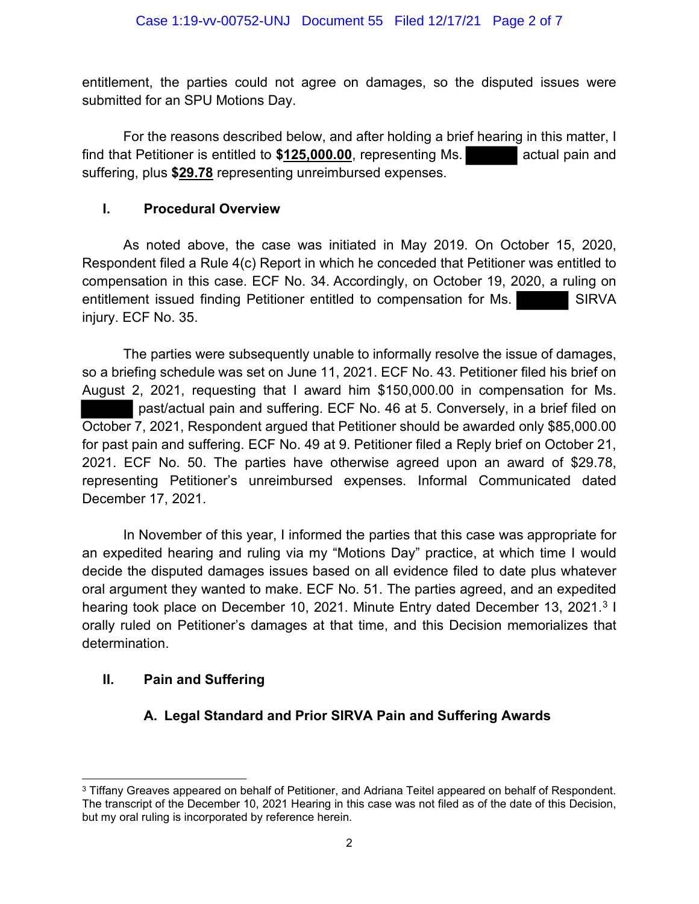entitlement, the parties could not agree on damages, so the disputed issues were submitted for an SPU Motions Day.

For the reasons described below, and after holding a brief hearing in this matter, I find that Petitioner is entitled to **$125,000.00**, representing Ms. ██████ actual pain and suffering, plus **$29.78** representing unreimbursed expenses.

## I. Procedural Overview

As noted above, the case was initiated in May 2019. On October 15, 2020, Respondent filed a Rule 4(c) Report in which he conceded that Petitioner was entitled to compensation in this case. ECF No. 34. Accordingly, on October 19, 2020, a ruling on entitlement issued finding Petitioner entitled to compensation for Ms. ██████ SIRVA injury. ECF No. 35.

The parties were subsequently unable to informally resolve the issue of damages, so a briefing schedule was set on June 11, 2021. ECF No. 43. Petitioner filed his brief on August 2, 2021, requesting that I award him $150,000.00 in compensation for Ms. ██████ past/actual pain and suffering. ECF No. 46 at 5. Conversely, in a brief filed on October 7, 2021, Respondent argued that Petitioner should be awarded only $85,000.00 for past pain and suffering. ECF No. 49 at 9. Petitioner filed a Reply brief on October 21, 2021. ECF No. 50. The parties have otherwise agreed upon an award of $29.78, representing Petitioner's unreimbursed expenses. Informal Communicated dated December 17, 2021.

In November of this year, I informed the parties that this case was appropriate for an expedited hearing and ruling via my "Motions Day" practice, at which time I would decide the disputed damages issues based on all evidence filed to date plus whatever oral argument they wanted to make. ECF No. 51. The parties agreed, and an expedited hearing took place on December 10, 2021. Minute Entry dated December 13, 2021.[3] I orally ruled on Petitioner's damages at that time, and this Decision memorializes that determination.

## II. Pain and Suffering

### A. Legal Standard and Prior SIRVA Pain and Suffering Awards

---

[3] Tiffany Greaves appeared on behalf of Petitioner, and Adriana Teitel appeared on behalf of Respondent. The transcript of the December 10, 2021 Hearing in this case was not filed as of the date of this Decision, but my oral ruling is incorporated by reference herein.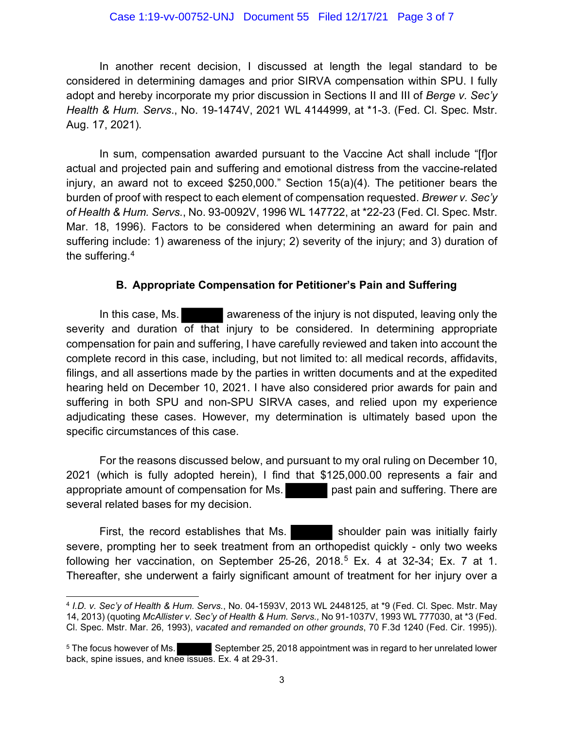In another recent decision, I discussed at length the legal standard to be considered in determining damages and prior SIRVA compensation within SPU. I fully adopt and hereby incorporate my prior discussion in Sections II and III of *Berge v. Sec'y Health & Hum. Servs*., No. 19-1474V, 2021 WL 4144999, at *1-3. (Fed. Cl. Spec. Mstr. Aug. 17, 2021)*.*

In sum, compensation awarded pursuant to the Vaccine Act shall include "[f]or actual and projected pain and suffering and emotional distress from the vaccine-related injury, an award not to exceed $250,000." Section 15(a)(4). The petitioner bears the burden of proof with respect to each element of compensation requested. *Brewer v. Sec'y of Health & Hum. Servs.*, No. 93-0092V, 1996 WL 147722, at *22-23 (Fed. Cl. Spec. Mstr. Mar. 18, 1996). Factors to be considered when determining an award for pain and suffering include: 1) awareness of the injury; 2) severity of the injury; and 3) duration of the suffering.[4]

### B. Appropriate Compensation for Petitioner's Pain and Suffering

In this case, Ms. ██████ awareness of the injury is not disputed, leaving only the severity and duration of that injury to be considered. In determining appropriate compensation for pain and suffering, I have carefully reviewed and taken into account the complete record in this case, including, but not limited to: all medical records, affidavits, filings, and all assertions made by the parties in written documents and at the expedited hearing held on December 10, 2021. I have also considered prior awards for pain and suffering in both SPU and non-SPU SIRVA cases, and relied upon my experience adjudicating these cases. However, my determination is ultimately based upon the specific circumstances of this case.

For the reasons discussed below, and pursuant to my oral ruling on December 10, 2021 (which is fully adopted herein), I find that $125,000.00 represents a fair and appropriate amount of compensation for Ms. ██████ past pain and suffering. There are several related bases for my decision.

First, the record establishes that Ms. ██████ shoulder pain was initially fairly severe, prompting her to seek treatment from an orthopedist quickly - only two weeks following her vaccination, on September 25-26, 2018.[5] Ex. 4 at 32-34; Ex. 7 at 1. Thereafter, she underwent a fairly significant amount of treatment for her injury over a

---

[4] *I.D. v. Sec'y of Health & Hum. Servs.*, No. 04-1593V, 2013 WL 2448125, at *9 (Fed. Cl. Spec. Mstr. May 14, 2013) (quoting *McAllister v. Sec'y of Health & Hum. Servs.,* No 91-1037V, 1993 WL 777030, at *3 (Fed. Cl. Spec. Mstr. Mar. 26, 1993), *vacated and remanded on other grounds*, 70 F.3d 1240 (Fed. Cir. 1995)).

[5] The focus however of Ms. ██████ September 25, 2018 appointment was in regard to her unrelated lower back, spine issues, and knee issues. Ex. 4 at 29-31.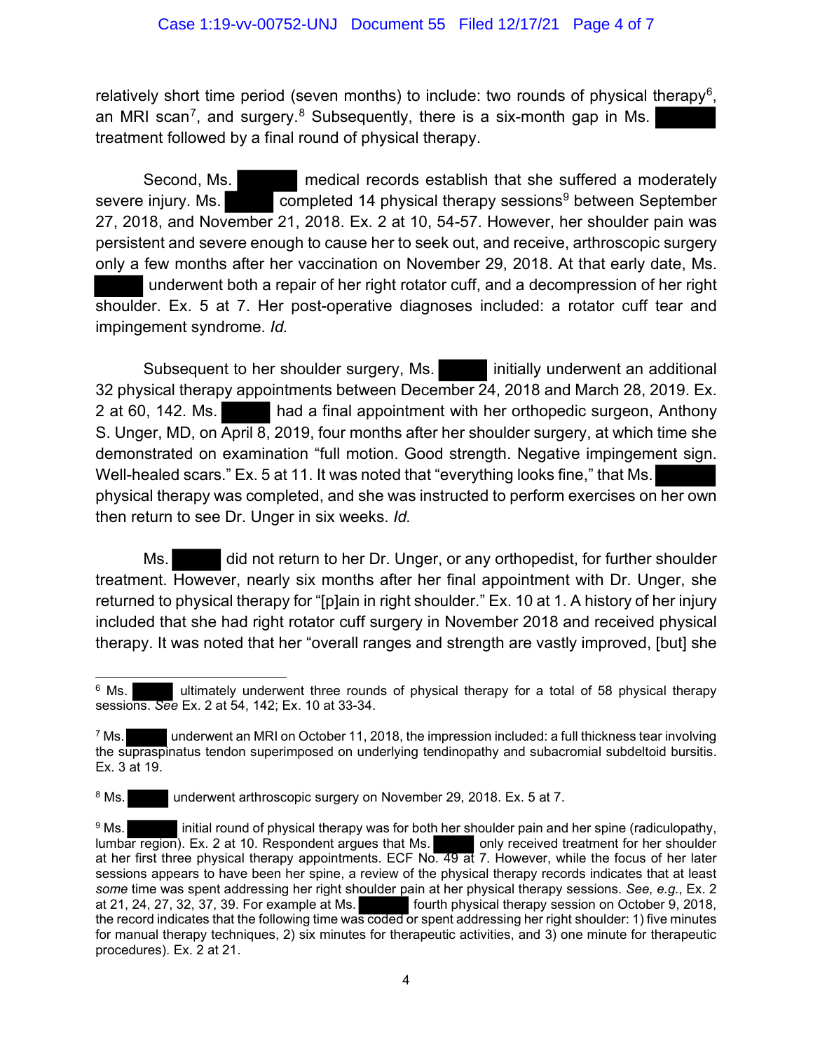relatively short time period (seven months) to include: two rounds of physical therapy[6], an MRI scan[7], and surgery.[8] Subsequently, there is a six-month gap in Ms. ██████ treatment followed by a final round of physical therapy.

Second, Ms. ██████ medical records establish that she suffered a moderately severe injury. Ms. ██████ completed 14 physical therapy sessions[9] between September 27, 2018, and November 21, 2018. Ex. 2 at 10, 54-57. However, her shoulder pain was persistent and severe enough to cause her to seek out, and receive, arthroscopic surgery only a few months after her vaccination on November 29, 2018. At that early date, Ms. ██████ underwent both a repair of her right rotator cuff, and a decompression of her right shoulder. Ex. 5 at 7. Her post-operative diagnoses included: a rotator cuff tear and impingement syndrome. *Id.*

Subsequent to her shoulder surgery, Ms. ██████ initially underwent an additional 32 physical therapy appointments between December 24, 2018 and March 28, 2019. Ex. 2 at 60, 142. Ms. ██████ had a final appointment with her orthopedic surgeon, Anthony S. Unger, MD, on April 8, 2019, four months after her shoulder surgery, at which time she demonstrated on examination "full motion. Good strength. Negative impingement sign. Well-healed scars." Ex. 5 at 11. It was noted that "everything looks fine," that Ms. ██████ physical therapy was completed, and she was instructed to perform exercises on her own then return to see Dr. Unger in six weeks. *Id.*

Ms. ██████ did not return to her Dr. Unger, or any orthopedist, for further shoulder treatment. However, nearly six months after her final appointment with Dr. Unger, she returned to physical therapy for "[p]ain in right shoulder." Ex. 10 at 1. A history of her injury included that she had right rotator cuff surgery in November 2018 and received physical therapy. It was noted that her "overall ranges and strength are vastly improved, [but] she

---

[6] Ms. ██████ ultimately underwent three rounds of physical therapy for a total of 58 physical therapy sessions. *See* Ex. 2 at 54, 142; Ex. 10 at 33-34.

[7] Ms. ██████ underwent an MRI on October 11, 2018, the impression included: a full thickness tear involving the supraspinatus tendon superimposed on underlying tendinopathy and subacromial subdeltoid bursitis. Ex. 3 at 19.

[8] Ms. ██████ underwent arthroscopic surgery on November 29, 2018. Ex. 5 at 7.

[9] Ms. ██████ initial round of physical therapy was for both her shoulder pain and her spine (radiculopathy, lumbar region). Ex. 2 at 10. Respondent argues that Ms. ██████ only received treatment for her shoulder at her first three physical therapy appointments. ECF No. 49 at 7. However, while the focus of her later sessions appears to have been her spine, a review of the physical therapy records indicates that at least *some* time was spent addressing her right shoulder pain at her physical therapy sessions. *See, e.g.*, Ex. 2 at 21, 24, 27, 32, 37, 39. For example at Ms. ██████ fourth physical therapy session on October 9, 2018, the record indicates that the following time was coded or spent addressing her right shoulder: 1) five minutes for manual therapy techniques, 2) six minutes for therapeutic activities, and 3) one minute for therapeutic procedures). Ex. 2 at 21.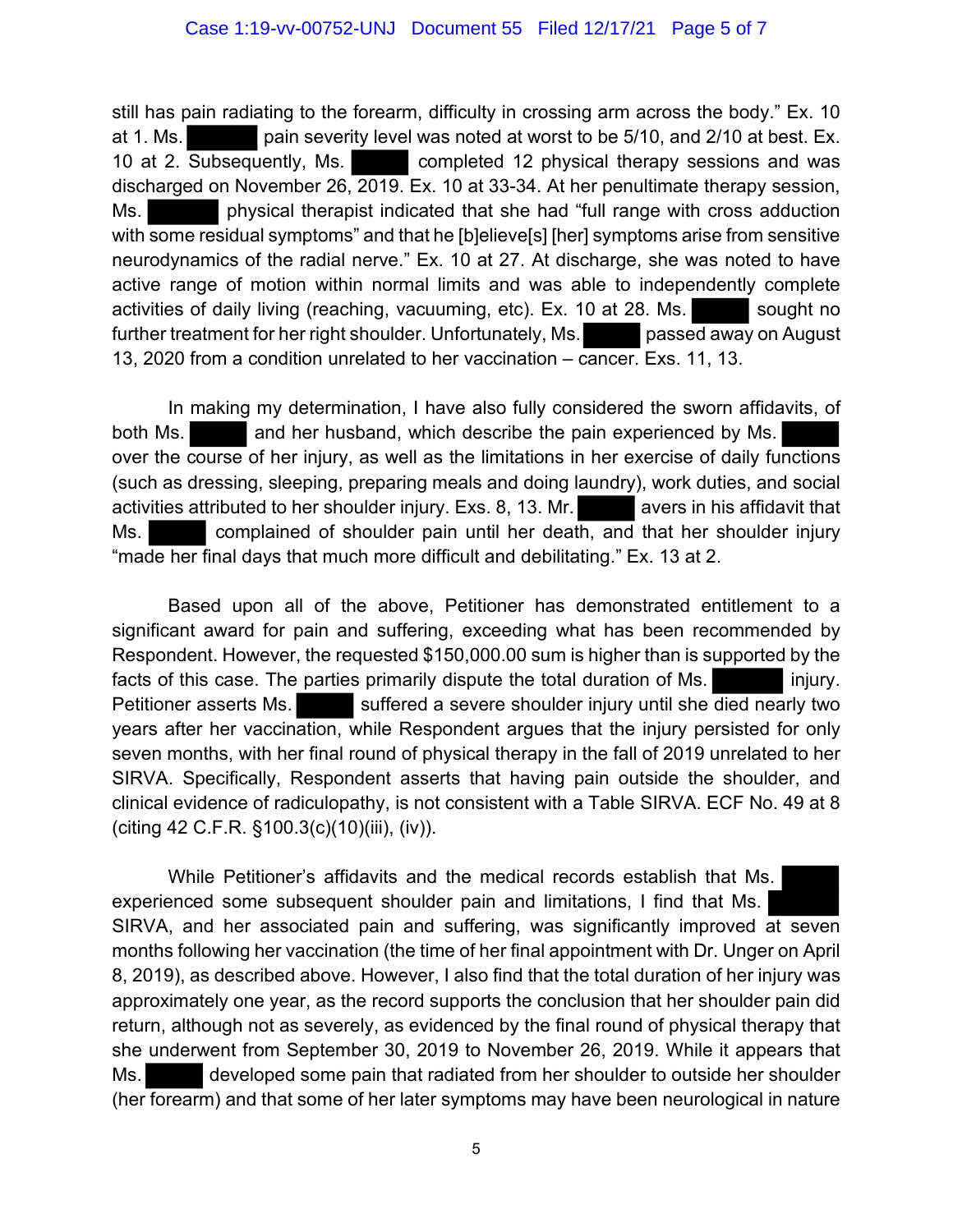still has pain radiating to the forearm, difficulty in crossing arm across the body." Ex. 10 at 1. Ms. [redacted] pain severity level was noted at worst to be 5/10, and 2/10 at best. Ex. 10 at 2. Subsequently, Ms. [redacted] completed 12 physical therapy sessions and was discharged on November 26, 2019. Ex. 10 at 33-34. At her penultimate therapy session, Ms. [redacted] physical therapist indicated that she had "full range with cross adduction with some residual symptoms" and that he [b]elieve[s] [her] symptoms arise from sensitive neurodynamics of the radial nerve." Ex. 10 at 27. At discharge, she was noted to have active range of motion within normal limits and was able to independently complete activities of daily living (reaching, vacuuming, etc). Ex. 10 at 28. Ms. [redacted] sought no further treatment for her right shoulder. Unfortunately, Ms. [redacted] passed away on August 13, 2020 from a condition unrelated to her vaccination – cancer. Exs. 11, 13.

In making my determination, I have also fully considered the sworn affidavits, of both Ms. [redacted] and her husband, which describe the pain experienced by Ms. [redacted] over the course of her injury, as well as the limitations in her exercise of daily functions (such as dressing, sleeping, preparing meals and doing laundry), work duties, and social activities attributed to her shoulder injury. Exs. 8, 13. Mr. [redacted] avers in his affidavit that Ms. [redacted] complained of shoulder pain until her death, and that her shoulder injury "made her final days that much more difficult and debilitating." Ex. 13 at 2.

Based upon all of the above, Petitioner has demonstrated entitlement to a significant award for pain and suffering, exceeding what has been recommended by Respondent. However, the requested $150,000.00 sum is higher than is supported by the facts of this case. The parties primarily dispute the total duration of Ms. [redacted] injury. Petitioner asserts Ms. [redacted] suffered a severe shoulder injury until she died nearly two years after her vaccination, while Respondent argues that the injury persisted for only seven months, with her final round of physical therapy in the fall of 2019 unrelated to her SIRVA. Specifically, Respondent asserts that having pain outside the shoulder, and clinical evidence of radiculopathy, is not consistent with a Table SIRVA. ECF No. 49 at 8 (citing 42 C.F.R. §100.3(c)(10)(iii), (iv)).

While Petitioner's affidavits and the medical records establish that Ms. [redacted] experienced some subsequent shoulder pain and limitations, I find that Ms. [redacted] SIRVA, and her associated pain and suffering, was significantly improved at seven months following her vaccination (the time of her final appointment with Dr. Unger on April 8, 2019), as described above. However, I also find that the total duration of her injury was approximately one year, as the record supports the conclusion that her shoulder pain did return, although not as severely, as evidenced by the final round of physical therapy that she underwent from September 30, 2019 to November 26, 2019. While it appears that Ms. [redacted] developed some pain that radiated from her shoulder to outside her shoulder (her forearm) and that some of her later symptoms may have been neurological in nature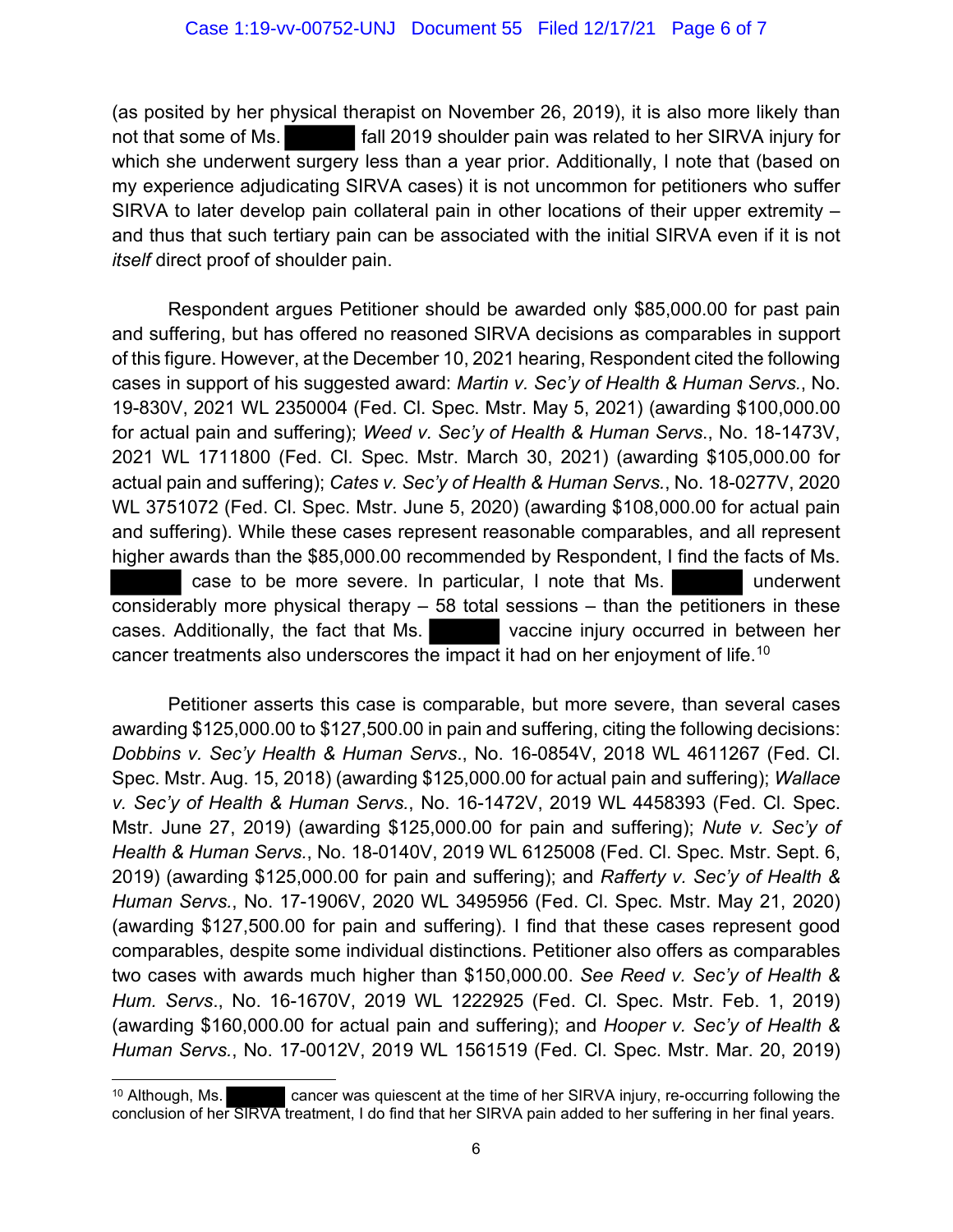(as posited by her physical therapist on November 26, 2019), it is also more likely than not that some of Ms. ██████ fall 2019 shoulder pain was related to her SIRVA injury for which she underwent surgery less than a year prior. Additionally, I note that (based on my experience adjudicating SIRVA cases) it is not uncommon for petitioners who suffer SIRVA to later develop pain collateral pain in other locations of their upper extremity – and thus that such tertiary pain can be associated with the initial SIRVA even if it is not *itself* direct proof of shoulder pain.

Respondent argues Petitioner should be awarded only $85,000.00 for past pain and suffering, but has offered no reasoned SIRVA decisions as comparables in support of this figure. However, at the December 10, 2021 hearing, Respondent cited the following cases in support of his suggested award: *Martin v. Sec'y of Health & Human Servs.*, No. 19-830V, 2021 WL 2350004 (Fed. Cl. Spec. Mstr. May 5, 2021) (awarding $100,000.00 for actual pain and suffering); *Weed v. Sec'y of Health & Human Servs.*, No. 18-1473V, 2021 WL 1711800 (Fed. Cl. Spec. Mstr. March 30, 2021) (awarding $105,000.00 for actual pain and suffering); *Cates v. Sec'y of Health & Human Servs.*, No. 18-0277V, 2020 WL 3751072 (Fed. Cl. Spec. Mstr. June 5, 2020) (awarding $108,000.00 for actual pain and suffering). While these cases represent reasonable comparables, and all represent higher awards than the $85,000.00 recommended by Respondent, I find the facts of Ms. ██████ case to be more severe. In particular, I note that Ms. ██████ underwent considerably more physical therapy – 58 total sessions – than the petitioners in these cases. Additionally, the fact that Ms. ██████ vaccine injury occurred in between her cancer treatments also underscores the impact it had on her enjoyment of life.[10]

Petitioner asserts this case is comparable, but more severe, than several cases awarding $125,000.00 to $127,500.00 in pain and suffering, citing the following decisions: *Dobbins v. Sec'y Health & Human Servs.*, No. 16-0854V, 2018 WL 4611267 (Fed. Cl. Spec. Mstr. Aug. 15, 2018) (awarding $125,000.00 for actual pain and suffering); *Wallace v. Sec'y of Health & Human Servs.*, No. 16-1472V, 2019 WL 4458393 (Fed. Cl. Spec. Mstr. June 27, 2019) (awarding $125,000.00 for pain and suffering); *Nute v. Sec'y of Health & Human Servs.*, No. 18-0140V, 2019 WL 6125008 (Fed. Cl. Spec. Mstr. Sept. 6, 2019) (awarding $125,000.00 for pain and suffering); and *Rafferty v. Sec'y of Health & Human Servs.*, No. 17-1906V, 2020 WL 3495956 (Fed. Cl. Spec. Mstr. May 21, 2020) (awarding $127,500.00 for pain and suffering). I find that these cases represent good comparables, despite some individual distinctions. Petitioner also offers as comparables two cases with awards much higher than $150,000.00. *See Reed v. Sec'y of Health & Hum. Servs.*, No. 16-1670V, 2019 WL 1222925 (Fed. Cl. Spec. Mstr. Feb. 1, 2019) (awarding $160,000.00 for actual pain and suffering); and *Hooper v. Sec'y of Health & Human Servs.*, No. 17-0012V, 2019 WL 1561519 (Fed. Cl. Spec. Mstr. Mar. 20, 2019)

[10] Although, Ms. ██████ cancer was quiescent at the time of her SIRVA injury, re-occurring following the conclusion of her SIRVA treatment, I do find that her SIRVA pain added to her suffering in her final years.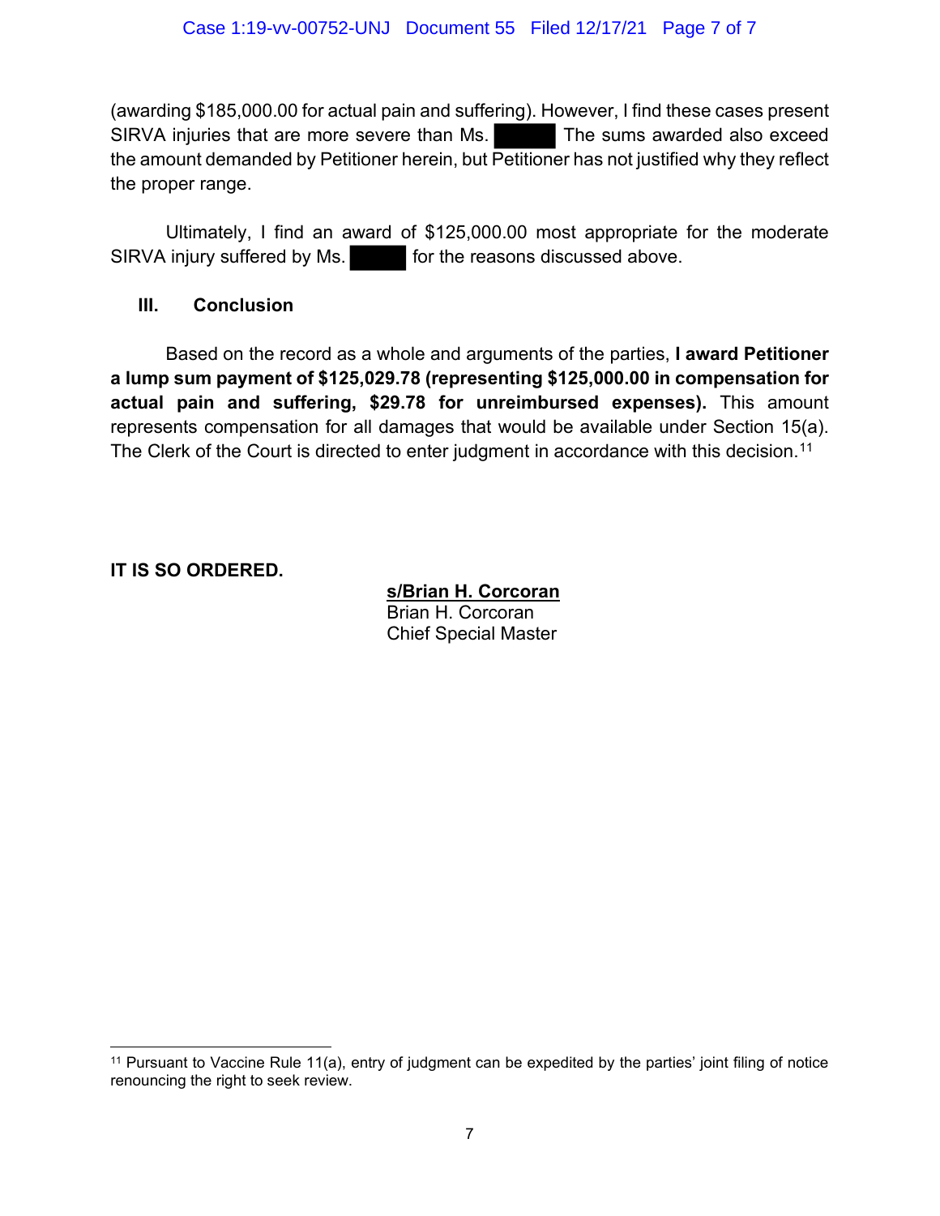(awarding $185,000.00 for actual pain and suffering). However, I find these cases present SIRVA injuries that are more severe than Ms. ██████ The sums awarded also exceed the amount demanded by Petitioner herein, but Petitioner has not justified why they reflect the proper range.

Ultimately, I find an award of $125,000.00 most appropriate for the moderate SIRVA injury suffered by Ms. ██████ for the reasons discussed above.

### III. Conclusion

Based on the record as a whole and arguments of the parties, **I award Petitioner a lump sum payment of $125,029.78 (representing $125,000.00 in compensation for actual pain and suffering, $29.78 for unreimbursed expenses).** This amount represents compensation for all damages that would be available under Section 15(a). The Clerk of the Court is directed to enter judgment in accordance with this decision.[11]

**IT IS SO ORDERED.**

**s/Brian H. Corcoran**
Brian H. Corcoran
Chief Special Master

---

[11] Pursuant to Vaccine Rule 11(a), entry of judgment can be expedited by the parties' joint filing of notice renouncing the right to seek review.